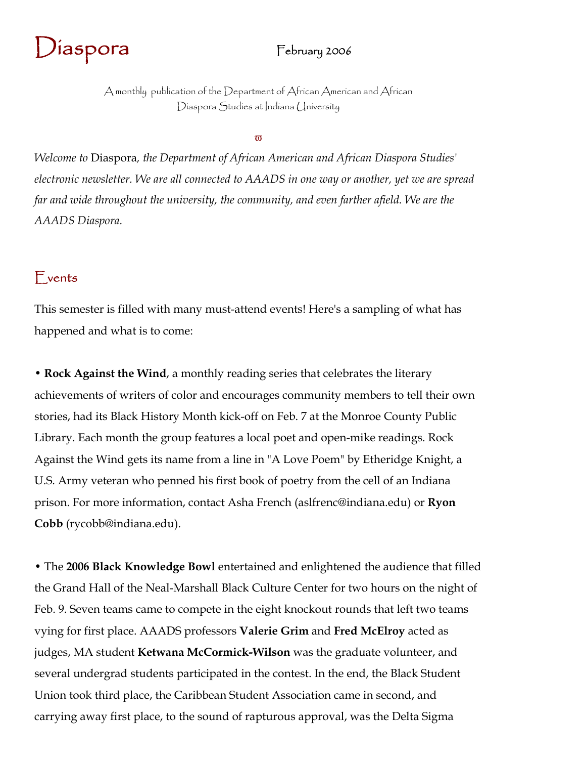# Diaspora

February 2006

A monthly publication of the Department of African American and African Diaspora Studies at Indiana University

ϖ

*Welcome to* Diaspora*, the Department of African American and African Diaspora Studies' electronic newsletter. We are all connected to AAADS in one way or another, yet we are spread far and wide throughout the university, the community, and even farther afield. We are the AAADS Diaspora.*

## Events

This semester is filled with many must-attend events! Here's a sampling of what has happened and what is to come:

• **Rock Against the Wind**, a monthly reading series that celebrates the literary achievements of writers of color and encourages community members to tell their own stories, had its Black History Month kick-off on Feb. 7 at the Monroe County Public Library. Each month the group features a local poet and open-mike readings. Rock Against the Wind gets its name from a line in "A Love Poem" by Etheridge Knight, a U.S. Army veteran who penned his first book of poetry from the cell of an Indiana prison. For more information, contact Asha French (aslfrenc@indiana.edu) or **Ryon Cobb** (rycobb@indiana.edu).

• The **2006 Black Knowledge Bowl** entertained and enlightened the audience that filled the Grand Hall of the Neal-Marshall Black Culture Center for two hours on the night of Feb. 9. Seven teams came to compete in the eight knockout rounds that left two teams vying for first place. AAADS professors **Valerie Grim** and **Fred McElroy** acted as judges, MA student **Ketwana McCormick-Wilson** was the graduate volunteer, and several undergrad students participated in the contest. In the end, the Black Student Union took third place, the Caribbean Student Association came in second, and carrying away first place, to the sound of rapturous approval, was the Delta Sigma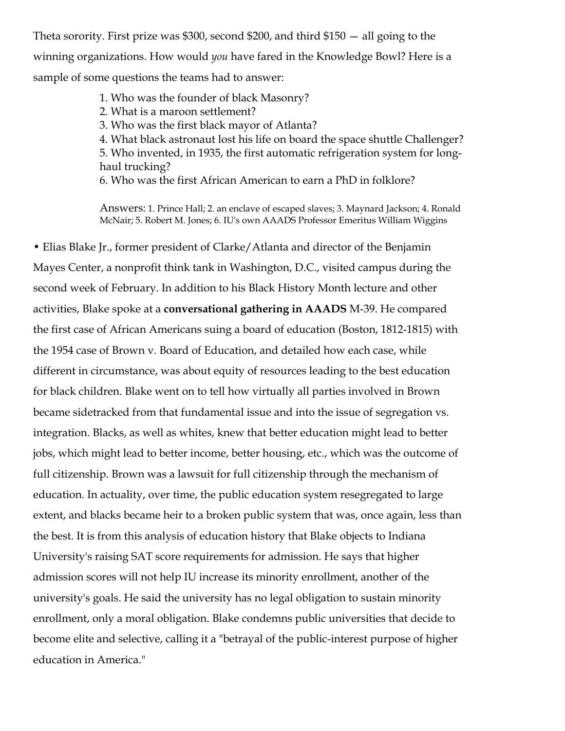Theta sorority. First prize was $300, second $200, and third $150 — all going to the winning organizations. How would *you* have fared in the Knowledge Bowl? Here is a sample of some questions the teams had to answer:

1. Who was the founder of black Masonry?
2. What is a maroon settlement?
3. Who was the first black mayor of Atlanta?
4. What black astronaut lost his life on board the space shuttle Challenger?
5. Who invented, in 1935, the first automatic refrigeration system for long-haul trucking?
6. Who was the first African American to earn a PhD in folklore?

Answers: 1. Prince Hall; 2. an enclave of escaped slaves; 3. Maynard Jackson; 4. Ronald McNair; 5. Robert M. Jones; 6. IU's own AAADS Professor Emeritus William Wiggins

• Elias Blake Jr., former president of Clarke/Atlanta and director of the Benjamin Mayes Center, a nonprofit think tank in Washington, D.C., visited campus during the second week of February. In addition to his Black History Month lecture and other activities, Blake spoke at a **conversational gathering in AAADS** M-39. He compared the first case of African Americans suing a board of education (Boston, 1812-1815) with the 1954 case of Brown v. Board of Education, and detailed how each case, while different in circumstance, was about equity of resources leading to the best education for black children. Blake went on to tell how virtually all parties involved in Brown became sidetracked from that fundamental issue and into the issue of segregation vs. integration. Blacks, as well as whites, knew that better education might lead to better jobs, which might lead to better income, better housing, etc., which was the outcome of full citizenship. Brown was a lawsuit for full citizenship through the mechanism of education. In actuality, over time, the public education system resegregated to large extent, and blacks became heir to a broken public system that was, once again, less than the best. It is from this analysis of education history that Blake objects to Indiana University's raising SAT score requirements for admission. He says that higher admission scores will not help IU increase its minority enrollment, another of the university's goals. He said the university has no legal obligation to sustain minority enrollment, only a moral obligation. Blake condemns public universities that decide to become elite and selective, calling it a "betrayal of the public-interest purpose of higher education in America."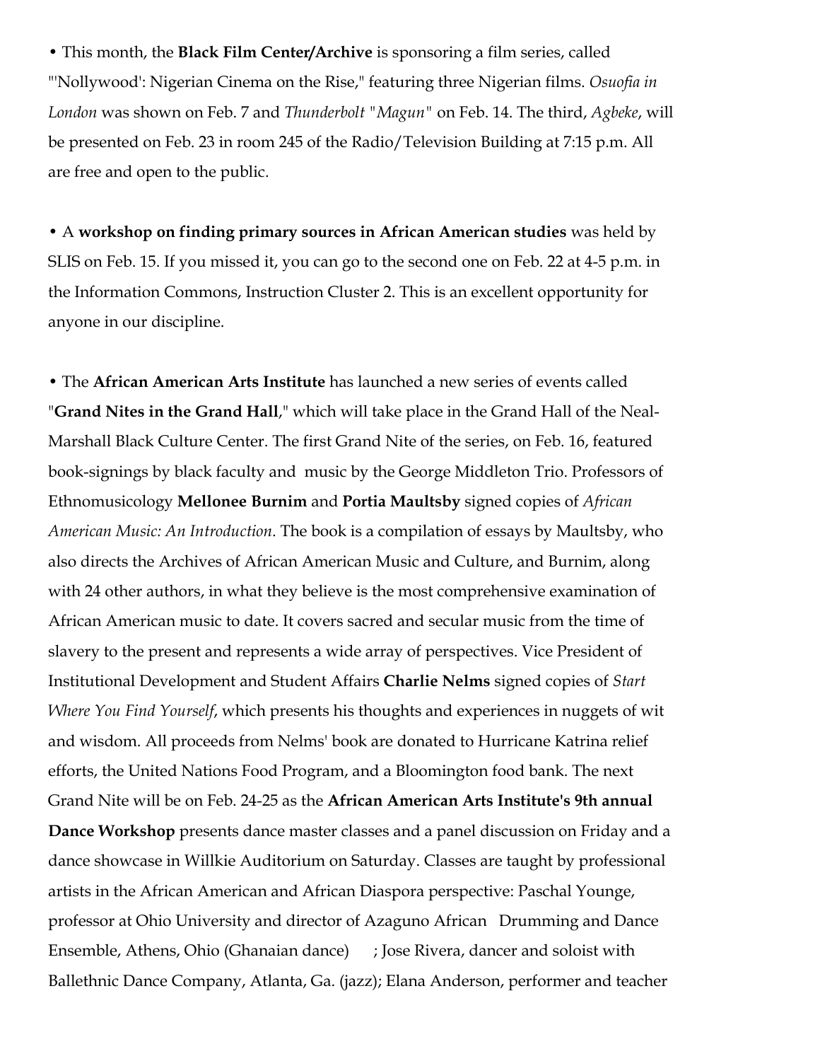• This month, the **Black Film Center/Archive** is sponsoring a film series, called "'Nollywood': Nigerian Cinema on the Rise," featuring three Nigerian films. *Osuofia in London* was shown on Feb. 7 and *Thunderbolt "Magun"* on Feb. 14. The third, *Agbeke*, will be presented on Feb. 23 in room 245 of the Radio/Television Building at 7:15 p.m. All are free and open to the public.

• A **workshop on finding primary sources in African American studies** was held by SLIS on Feb. 15. If you missed it, you can go to the second one on Feb. 22 at 4-5 p.m. in the Information Commons, Instruction Cluster 2. This is an excellent opportunity for anyone in our discipline.

• The **African American Arts Institute** has launched a new series of events called "**Grand Nites in the Grand Hall**," which will take place in the Grand Hall of the Neal-Marshall Black Culture Center. The first Grand Nite of the series, on Feb. 16, featured book-signings by black faculty and music by the George Middleton Trio. Professors of Ethnomusicology **Mellonee Burnim** and **Portia Maultsby** signed copies of *African American Music: An Introduction*. The book is a compilation of essays by Maultsby, who also directs the Archives of African American Music and Culture, and Burnim, along with 24 other authors, in what they believe is the most comprehensive examination of African American music to date. It covers sacred and secular music from the time of slavery to the present and represents a wide array of perspectives. Vice President of Institutional Development and Student Affairs **Charlie Nelms** signed copies of *Start Where You Find Yourself*, which presents his thoughts and experiences in nuggets of wit and wisdom. All proceeds from Nelms' book are donated to Hurricane Katrina relief efforts, the United Nations Food Program, and a Bloomington food bank. The next Grand Nite will be on Feb. 24-25 as the **African American Arts Institute's 9th annual Dance Workshop** presents dance master classes and a panel discussion on Friday and a dance showcase in Willkie Auditorium on Saturday. Classes are taught by professional artists in the African American and African Diaspora perspective: Paschal Younge, professor at Ohio University and director of Azaguno African Drumming and Dance Ensemble, Athens, Ohio (Ghanaian dance); Jose Rivera, dancer and soloist with Ballethnic Dance Company, Atlanta, Ga. (jazz); Elana Anderson, performer and teacher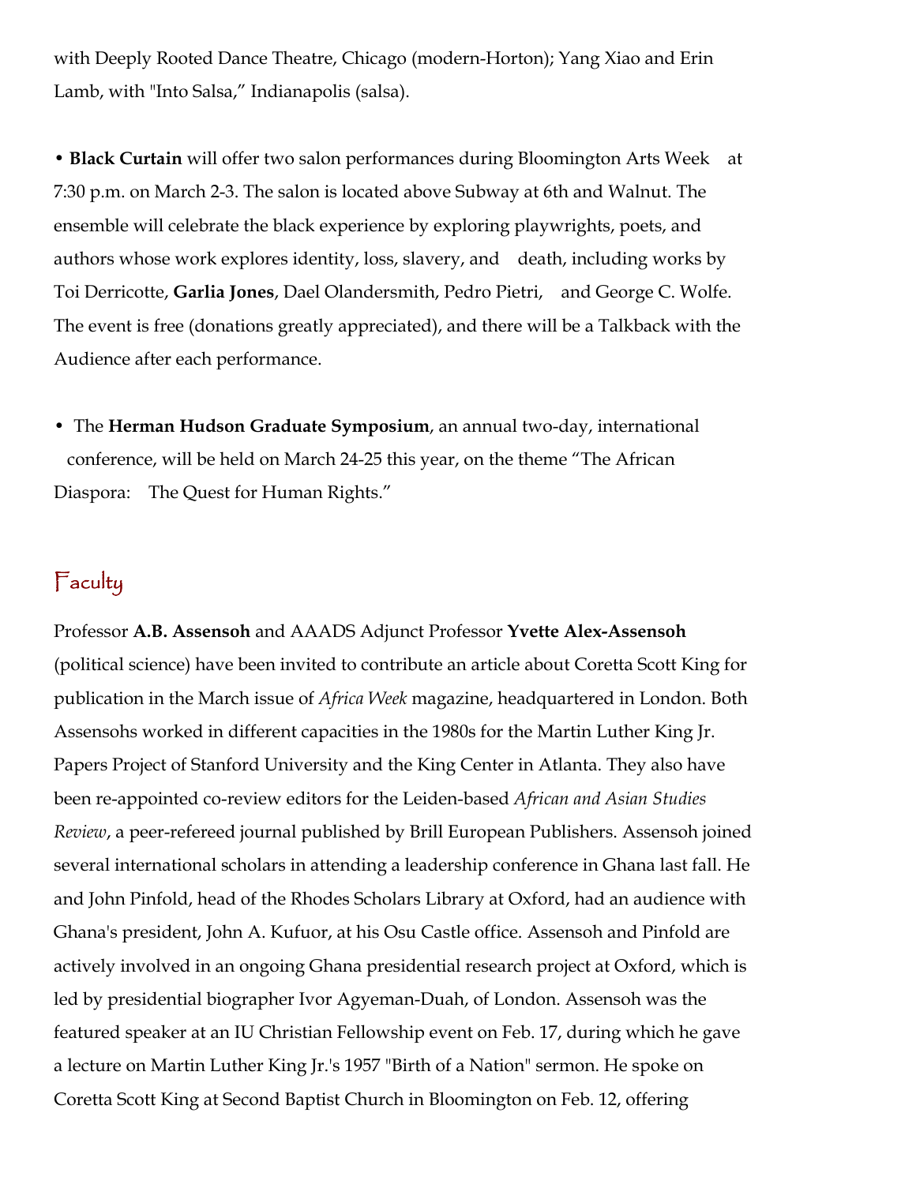with Deeply Rooted Dance Theatre, Chicago (modern-Horton); Yang Xiao and Erin Lamb, with "Into Salsa," Indianapolis (salsa).

- **Black Curtain** will offer two salon performances during Bloomington Arts Week at 7:30 p.m. on March 2-3. The salon is located above Subway at 6th and Walnut. The ensemble will celebrate the black experience by exploring playwrights, poets, and authors whose work explores identity, loss, slavery, and death, including works by Toi Derricotte, **Garlia Jones**, Dael Olandersmith, Pedro Pietri, and George C. Wolfe. The event is free (donations greatly appreciated), and there will be a Talkback with the Audience after each performance.

- The **Herman Hudson Graduate Symposium**, an annual two-day, international conference, will be held on March 24-25 this year, on the theme "The African Diaspora: The Quest for Human Rights."

## Faculty

Professor **A.B. Assensoh** and AAADS Adjunct Professor **Yvette Alex-Assensoh** (political science) have been invited to contribute an article about Coretta Scott King for publication in the March issue of *Africa Week* magazine, headquartered in London. Both Assensohs worked in different capacities in the 1980s for the Martin Luther King Jr. Papers Project of Stanford University and the King Center in Atlanta. They also have been re-appointed co-review editors for the Leiden-based *African and Asian Studies Review*, a peer-refereed journal published by Brill European Publishers. Assensoh joined several international scholars in attending a leadership conference in Ghana last fall. He and John Pinfold, head of the Rhodes Scholars Library at Oxford, had an audience with Ghana's president, John A. Kufuor, at his Osu Castle office. Assensoh and Pinfold are actively involved in an ongoing Ghana presidential research project at Oxford, which is led by presidential biographer Ivor Agyeman-Duah, of London. Assensoh was the featured speaker at an IU Christian Fellowship event on Feb. 17, during which he gave a lecture on Martin Luther King Jr.'s 1957 "Birth of a Nation" sermon. He spoke on Coretta Scott King at Second Baptist Church in Bloomington on Feb. 12, offering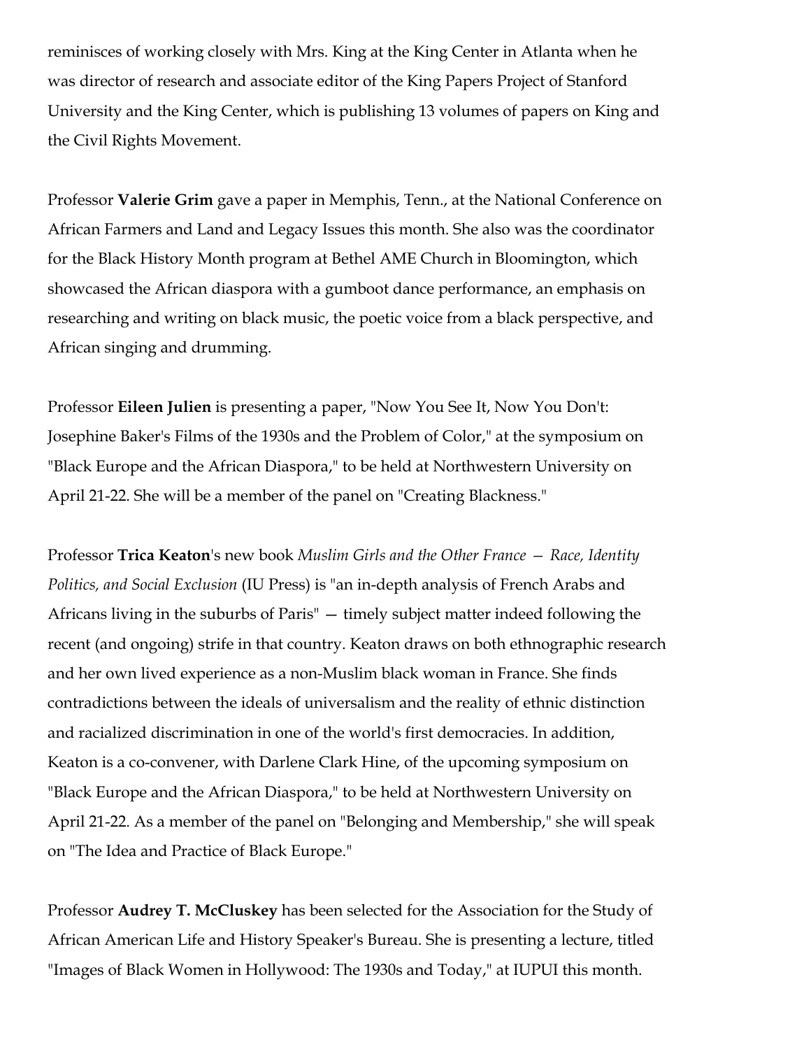reminisces of working closely with Mrs. King at the King Center in Atlanta when he was director of research and associate editor of the King Papers Project of Stanford University and the King Center, which is publishing 13 volumes of papers on King and the Civil Rights Movement.

Professor **Valerie Grim** gave a paper in Memphis, Tenn., at the National Conference on African Farmers and Land and Legacy Issues this month. She also was the coordinator for the Black History Month program at Bethel AME Church in Bloomington, which showcased the African diaspora with a gumboot dance performance, an emphasis on researching and writing on black music, the poetic voice from a black perspective, and African singing and drumming.

Professor **Eileen Julien** is presenting a paper, "Now You See It, Now You Don't: Josephine Baker's Films of the 1930s and the Problem of Color," at the symposium on "Black Europe and the African Diaspora," to be held at Northwestern University on April 21-22. She will be a member of the panel on "Creating Blackness."

Professor **Trica Keaton**'s new book *Muslim Girls and the Other France — Race, Identity Politics, and Social Exclusion* (IU Press) is "an in-depth analysis of French Arabs and Africans living in the suburbs of Paris" — timely subject matter indeed following the recent (and ongoing) strife in that country. Keaton draws on both ethnographic research and her own lived experience as a non-Muslim black woman in France. She finds contradictions between the ideals of universalism and the reality of ethnic distinction and racialized discrimination in one of the world's first democracies. In addition, Keaton is a co-convener, with Darlene Clark Hine, of the upcoming symposium on "Black Europe and the African Diaspora," to be held at Northwestern University on April 21-22. As a member of the panel on "Belonging and Membership," she will speak on "The Idea and Practice of Black Europe."

Professor **Audrey T. McCluskey** has been selected for the Association for the Study of African American Life and History Speaker's Bureau. She is presenting a lecture, titled "Images of Black Women in Hollywood: The 1930s and Today," at IUPUI this month.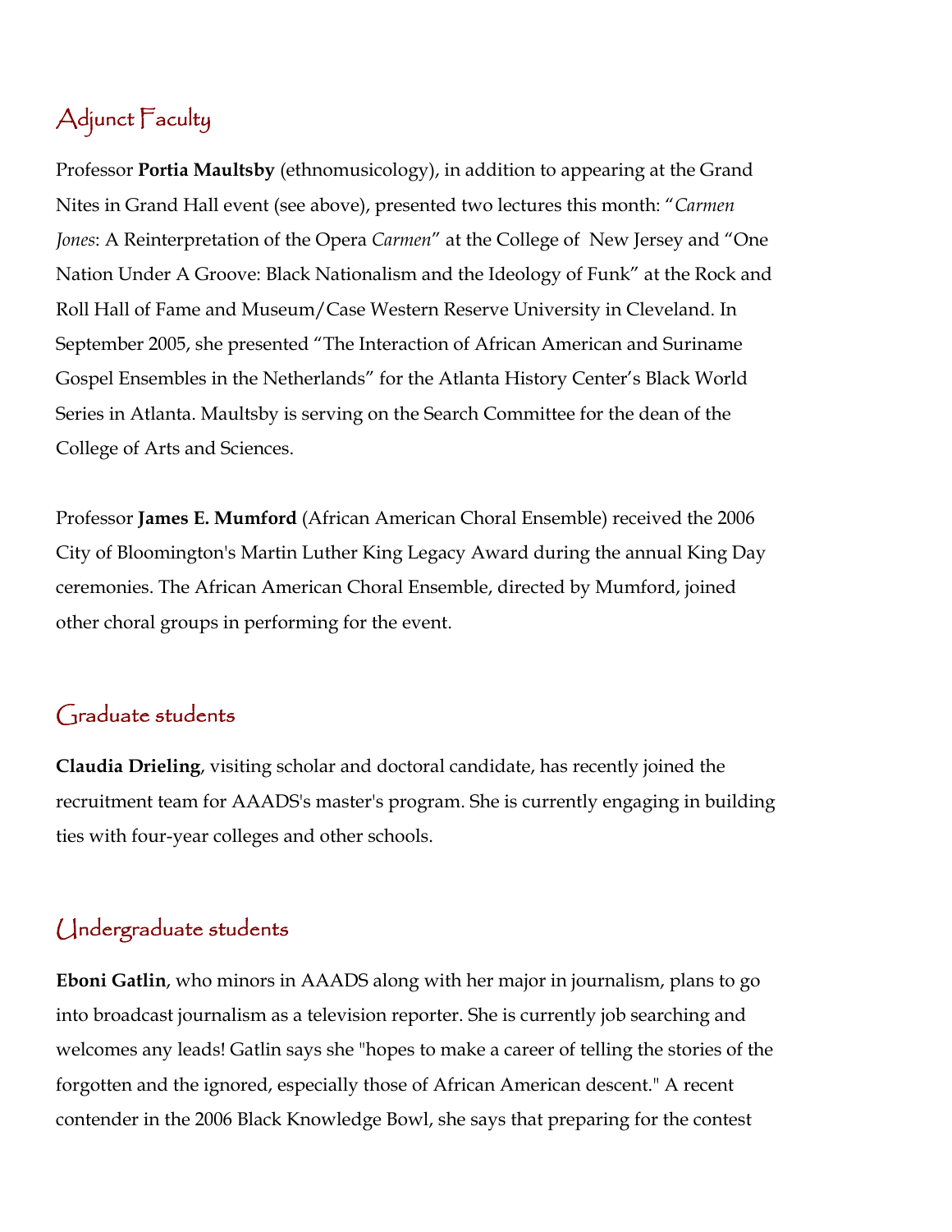## Adjunct Faculty

Professor **Portia Maultsby** (ethnomusicology), in addition to appearing at the Grand Nites in Grand Hall event (see above), presented two lectures this month: "*Carmen Jones*: A Reinterpretation of the Opera *Carmen*" at the College of New Jersey and "One Nation Under A Groove: Black Nationalism and the Ideology of Funk" at the Rock and Roll Hall of Fame and Museum/Case Western Reserve University in Cleveland. In September 2005, she presented "The Interaction of African American and Suriname Gospel Ensembles in the Netherlands" for the Atlanta History Center's Black World Series in Atlanta. Maultsby is serving on the Search Committee for the dean of the College of Arts and Sciences.

Professor **James E. Mumford** (African American Choral Ensemble) received the 2006 City of Bloomington's Martin Luther King Legacy Award during the annual King Day ceremonies. The African American Choral Ensemble, directed by Mumford, joined other choral groups in performing for the event.

## Graduate students

**Claudia Drieling**, visiting scholar and doctoral candidate, has recently joined the recruitment team for AAADS's master's program. She is currently engaging in building ties with four-year colleges and other schools.

## Undergraduate students

**Eboni Gatlin**, who minors in AAADS along with her major in journalism, plans to go into broadcast journalism as a television reporter. She is currently job searching and welcomes any leads! Gatlin says she "hopes to make a career of telling the stories of the forgotten and the ignored, especially those of African American descent." A recent contender in the 2006 Black Knowledge Bowl, she says that preparing for the contest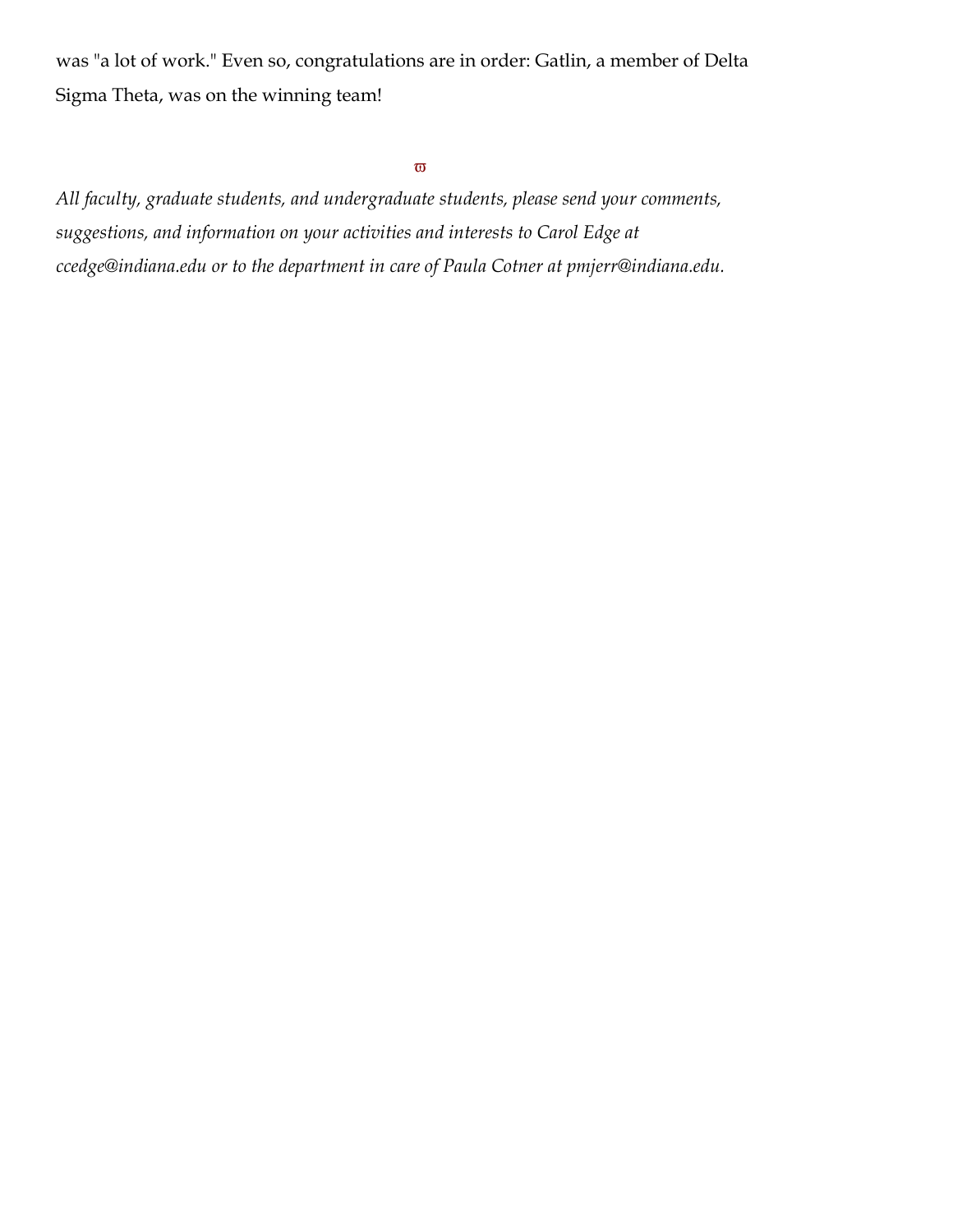was "a lot of work." Even so, congratulations are in order: Gatlin, a member of Delta Sigma Theta, was on the winning team!

ϖ

*All faculty, graduate students, and undergraduate students, please send your comments, suggestions, and information on your activities and interests to Carol Edge at ccedge@indiana.edu or to the department in care of Paula Cotner at pmjerr@indiana.edu.*